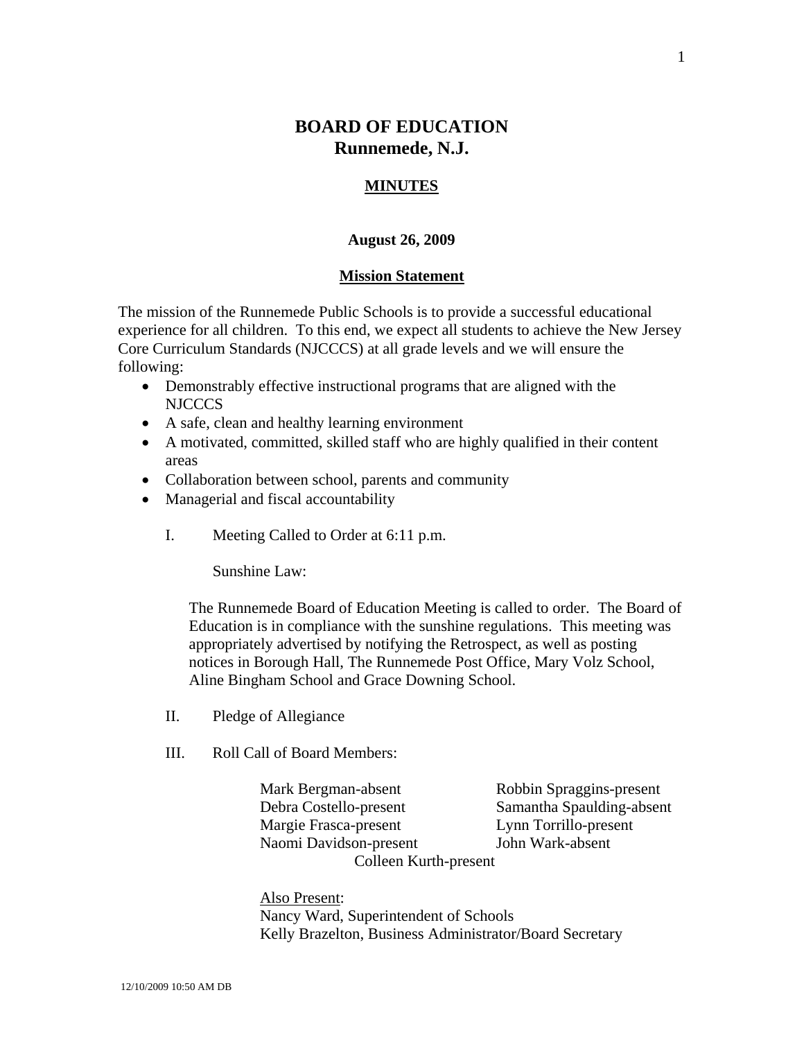# BOARD OF EDUCATION
## Runnemede, N.J.

### MINUTES

**August 26, 2009**

### Mission Statement

The mission of the Runnemede Public Schools is to provide a successful educational experience for all children. To this end, we expect all students to achieve the New Jersey Core Curriculum Standards (NJCCCS) at all grade levels and we will ensure the following:

- Demonstrably effective instructional programs that are aligned with the NJCCCS
- A safe, clean and healthy learning environment
- A motivated, committed, skilled staff who are highly qualified in their content areas
- Collaboration between school, parents and community
- Managerial and fiscal accountability

I. Meeting Called to Order at 6:11 p.m.

Sunshine Law:

The Runnemede Board of Education Meeting is called to order. The Board of Education is in compliance with the sunshine regulations. This meeting was appropriately advertised by notifying the Retrospect, as well as posting notices in Borough Hall, The Runnemede Post Office, Mary Volz School, Aline Bingham School and Grace Downing School.

II. Pledge of Allegiance

III. Roll Call of Board Members:

Mark Bergman-absent
Debra Costello-present
Margie Frasca-present
Naomi Davidson-present
Robbin Spraggins-present
Samantha Spaulding-absent
Lynn Torrillo-present
John Wark-absent
Colleen Kurth-present

Also Present:
Nancy Ward, Superintendent of Schools
Kelly Brazelton, Business Administrator/Board Secretary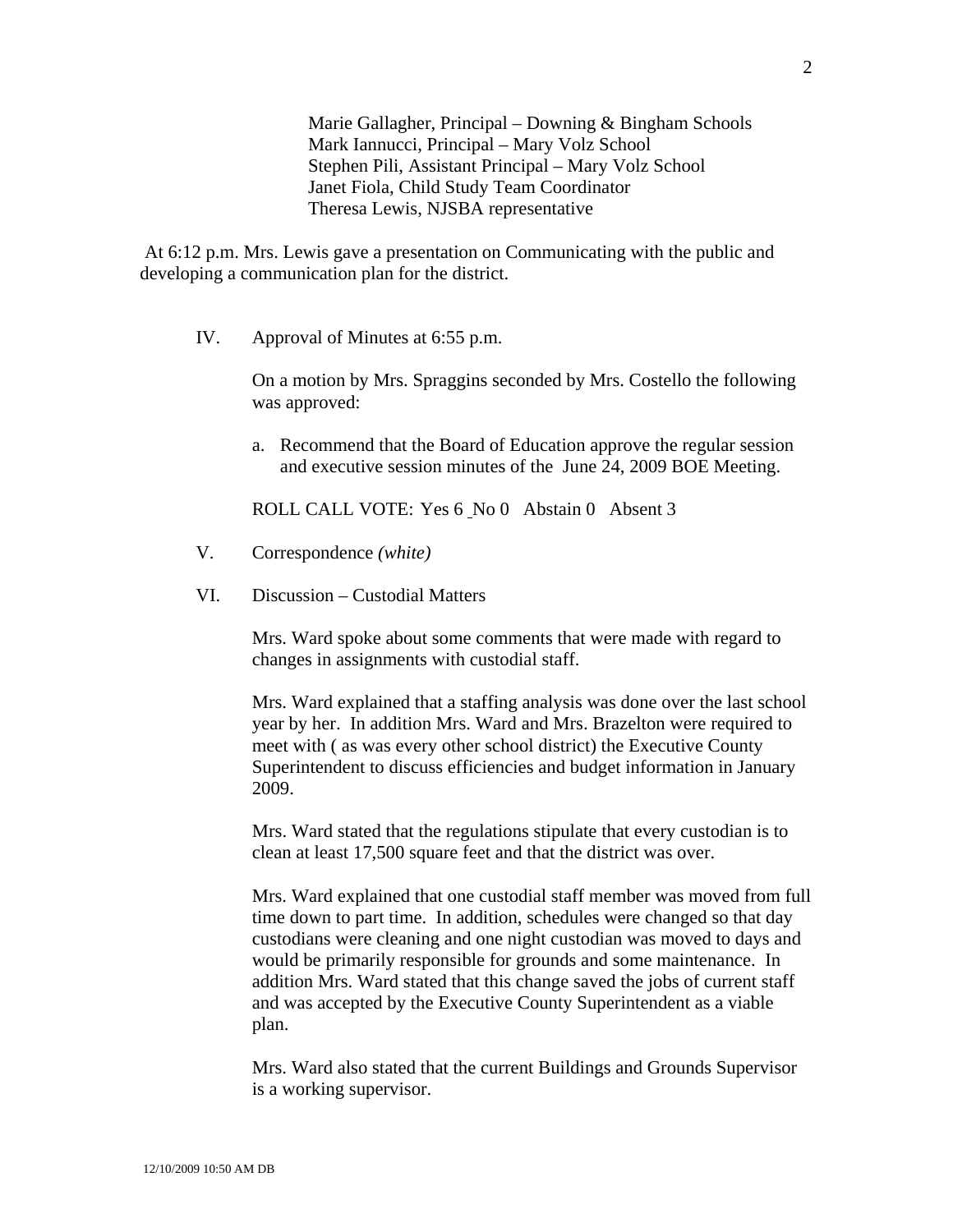Marie Gallagher, Principal – Downing & Bingham Schools
Mark Iannucci, Principal – Mary Volz School
Stephen Pili, Assistant Principal – Mary Volz School
Janet Fiola, Child Study Team Coordinator
Theresa Lewis, NJSBA representative

At 6:12 p.m. Mrs. Lewis gave a presentation on Communicating with the public and developing a communication plan for the district.

IV. Approval of Minutes at 6:55 p.m.

On a motion by Mrs. Spraggins seconded by Mrs. Costello the following was approved:

a. Recommend that the Board of Education approve the regular session and executive session minutes of the June 24, 2009 BOE Meeting.

ROLL CALL VOTE: Yes 6 No 0 Abstain 0 Absent 3

V. Correspondence *(white)*

VI. Discussion – Custodial Matters

Mrs. Ward spoke about some comments that were made with regard to changes in assignments with custodial staff.

Mrs. Ward explained that a staffing analysis was done over the last school year by her. In addition Mrs. Ward and Mrs. Brazelton were required to meet with ( as was every other school district) the Executive County Superintendent to discuss efficiencies and budget information in January 2009.

Mrs. Ward stated that the regulations stipulate that every custodian is to clean at least 17,500 square feet and that the district was over.

Mrs. Ward explained that one custodial staff member was moved from full time down to part time. In addition, schedules were changed so that day custodians were cleaning and one night custodian was moved to days and would be primarily responsible for grounds and some maintenance. In addition Mrs. Ward stated that this change saved the jobs of current staff and was accepted by the Executive County Superintendent as a viable plan.

Mrs. Ward also stated that the current Buildings and Grounds Supervisor is a working supervisor.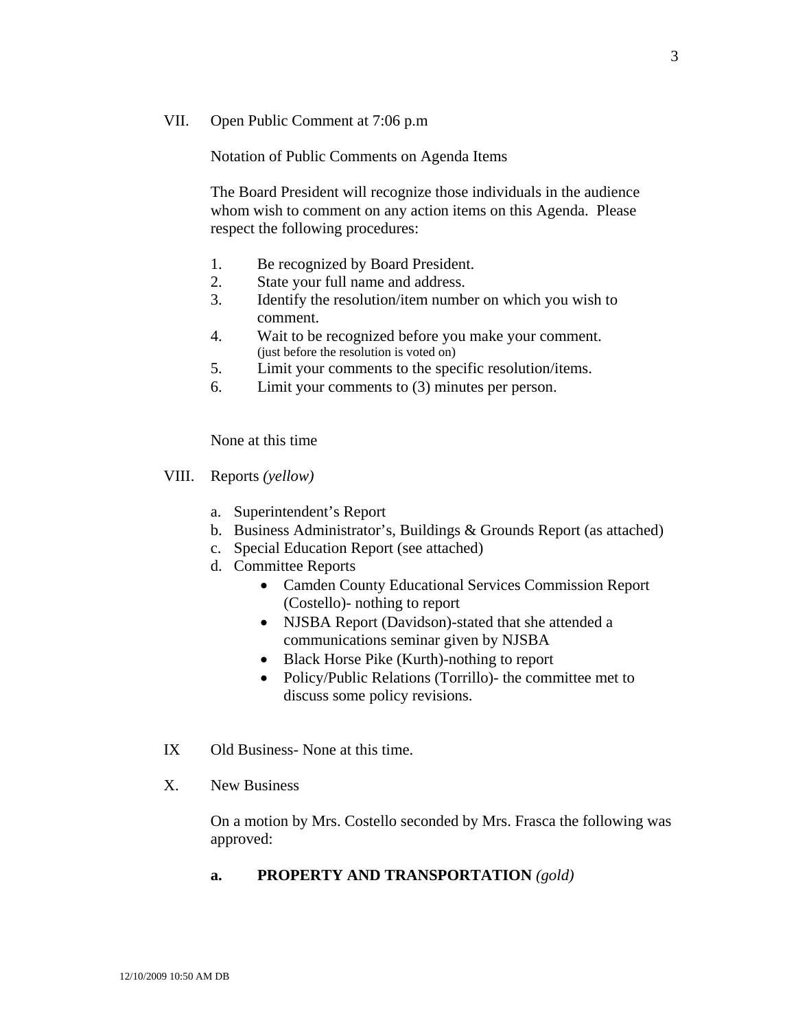VII. Open Public Comment at 7:06 p.m

Notation of Public Comments on Agenda Items

The Board President will recognize those individuals in the audience whom wish to comment on any action items on this Agenda. Please respect the following procedures:

1. Be recognized by Board President.
2. State your full name and address.
3. Identify the resolution/item number on which you wish to comment.
4. Wait to be recognized before you make your comment. (just before the resolution is voted on)
5. Limit your comments to the specific resolution/items.
6. Limit your comments to (3) minutes per person.

None at this time

VIII. Reports *(yellow)*

a. Superintendent's Report
b. Business Administrator's, Buildings & Grounds Report (as attached)
c. Special Education Report (see attached)
d. Committee Reports
   - Camden County Educational Services Commission Report (Costello)- nothing to report
   - NJSBA Report (Davidson)-stated that she attended a communications seminar given by NJSBA
   - Black Horse Pike (Kurth)-nothing to report
   - Policy/Public Relations (Torrillo)- the committee met to discuss some policy revisions.

IX Old Business- None at this time.

X. New Business

On a motion by Mrs. Costello seconded by Mrs. Frasca the following was approved:

**a. PROPERTY AND TRANSPORTATION** *(gold)*

12/10/2009 10:50 AM DB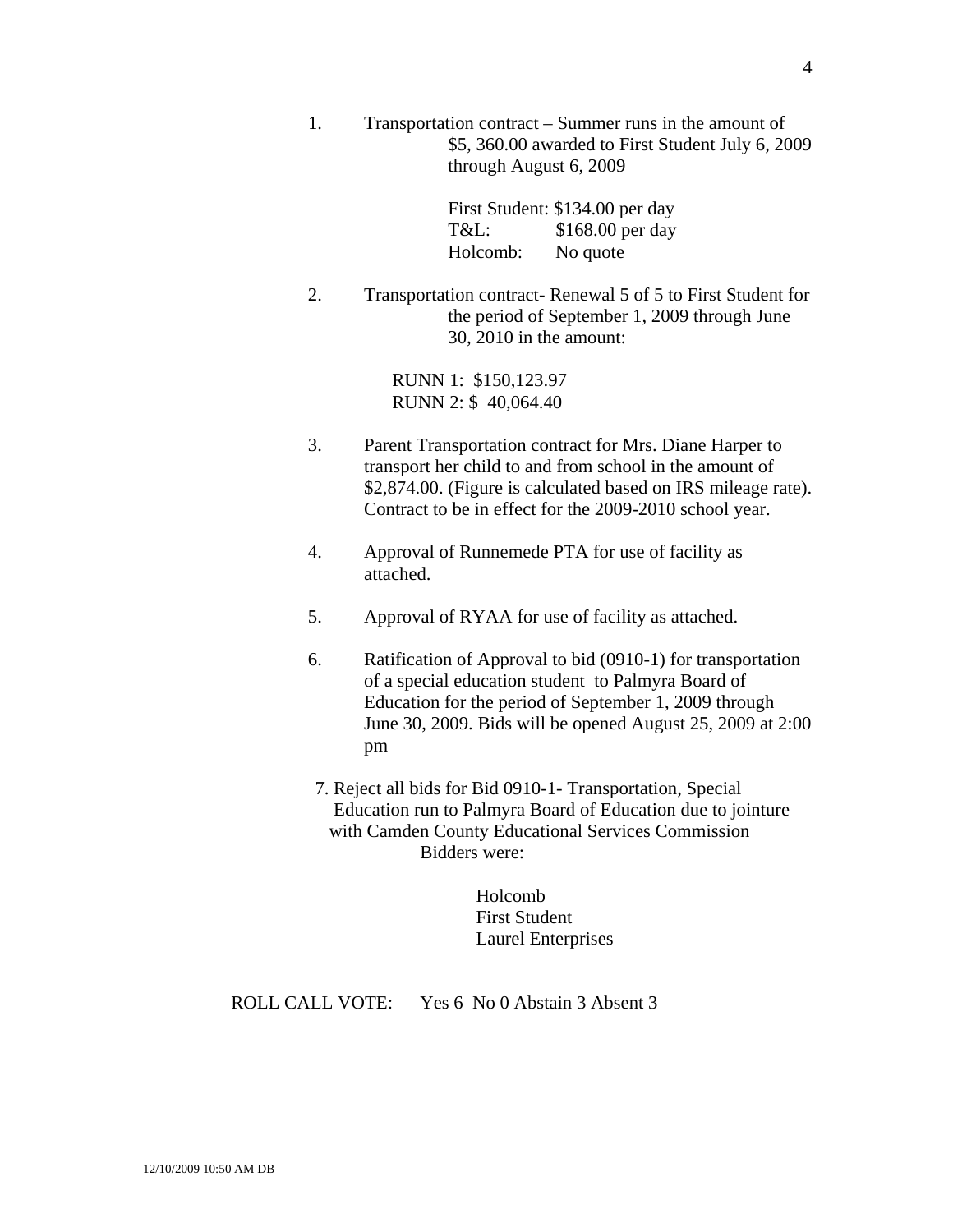1. Transportation contract – Summer runs in the amount of $5, 360.00 awarded to First Student July 6, 2009 through August 6, 2009

   First Student: $134.00 per day
   T&L: $168.00 per day
   Holcomb: No quote

2. Transportation contract- Renewal 5 of 5 to First Student for the period of September 1, 2009 through June 30, 2010 in the amount:

   RUNN 1: $150,123.97
   RUNN 2: $ 40,064.40

3. Parent Transportation contract for Mrs. Diane Harper to transport her child to and from school in the amount of $2,874.00. (Figure is calculated based on IRS mileage rate). Contract to be in effect for the 2009-2010 school year.

4. Approval of Runnemede PTA for use of facility as attached.

5. Approval of RYAA for use of facility as attached.

6. Ratification of Approval to bid (0910-1) for transportation of a special education student to Palmyra Board of Education for the period of September 1, 2009 through June 30, 2009. Bids will be opened August 25, 2009 at 2:00 pm

7. Reject all bids for Bid 0910-1- Transportation, Special Education run to Palmyra Board of Education due to jointure with Camden County Educational Services Commission
   Bidders were:

   Holcomb
   First Student
   Laurel Enterprises

ROLL CALL VOTE: Yes 6 No 0 Abstain 3 Absent 3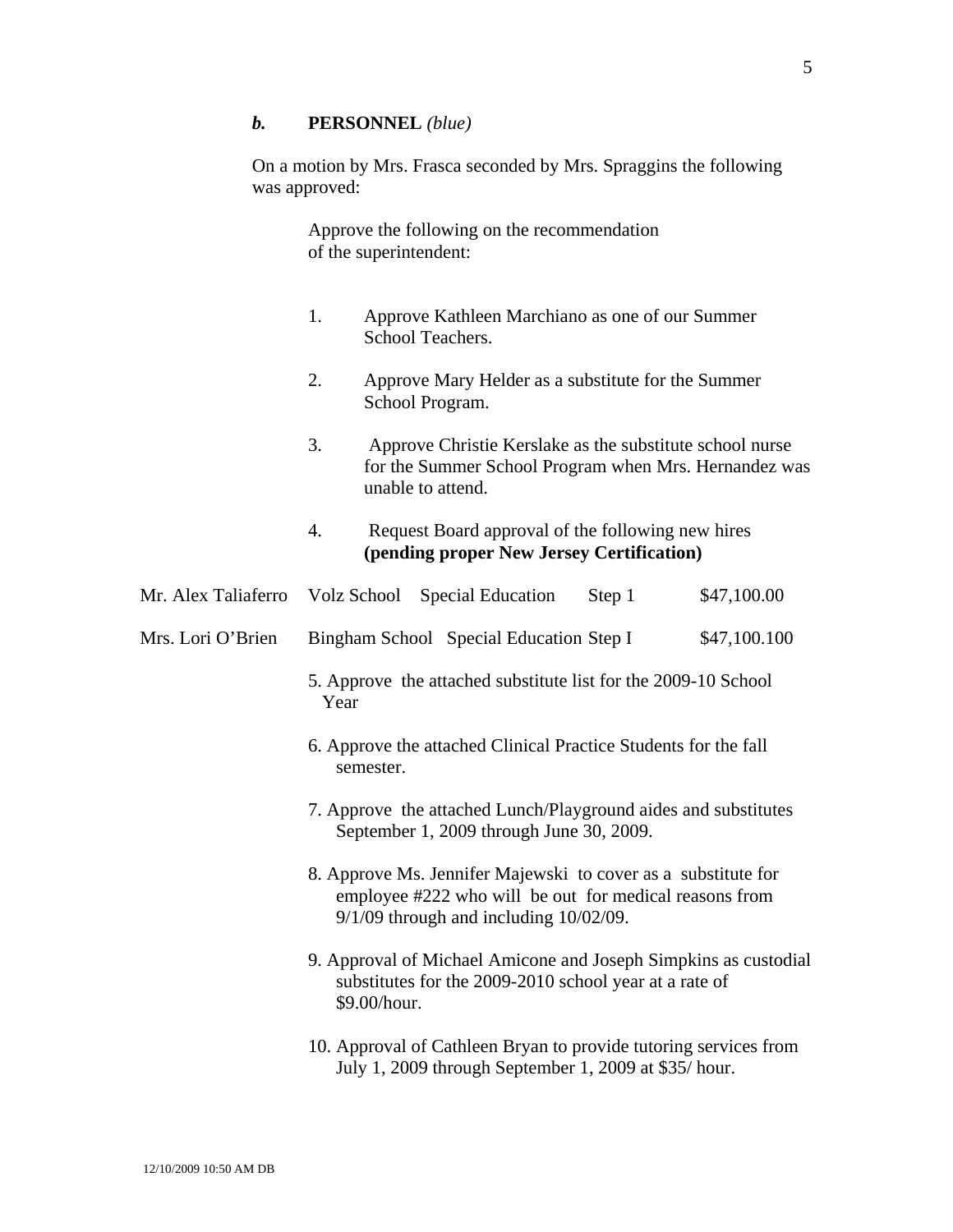### *b.* **PERSONNEL** *(blue)*

On a motion by Mrs. Frasca seconded by Mrs. Spraggins the following was approved:

Approve the following on the recommendation of the superintendent:

1. Approve Kathleen Marchiano as one of our Summer School Teachers.

2. Approve Mary Helder as a substitute for the Summer School Program.

3. Approve Christie Kerslake as the substitute school nurse for the Summer School Program when Mrs. Hernandez was unable to attend.

4. Request Board approval of the following new hires **(pending proper New Jersey Certification)**

| | | | | |
|---|---|---|---|---|
| Mr. Alex Taliaferro | Volz School | Special Education | Step 1 | $47,100.00 |
| Mrs. Lori O'Brien | Bingham School | Special Education | Step I | $47,100.100 |

5. Approve the attached substitute list for the 2009-10 School Year

6. Approve the attached Clinical Practice Students for the fall semester.

7. Approve the attached Lunch/Playground aides and substitutes September 1, 2009 through June 30, 2009.

8. Approve Ms. Jennifer Majewski to cover as a substitute for employee #222 who will be out for medical reasons from 9/1/09 through and including 10/02/09.

9. Approval of Michael Amicone and Joseph Simpkins as custodial substitutes for the 2009-2010 school year at a rate of $9.00/hour.

10. Approval of Cathleen Bryan to provide tutoring services from July 1, 2009 through September 1, 2009 at $35/ hour.

12/10/2009 10:50 AM DB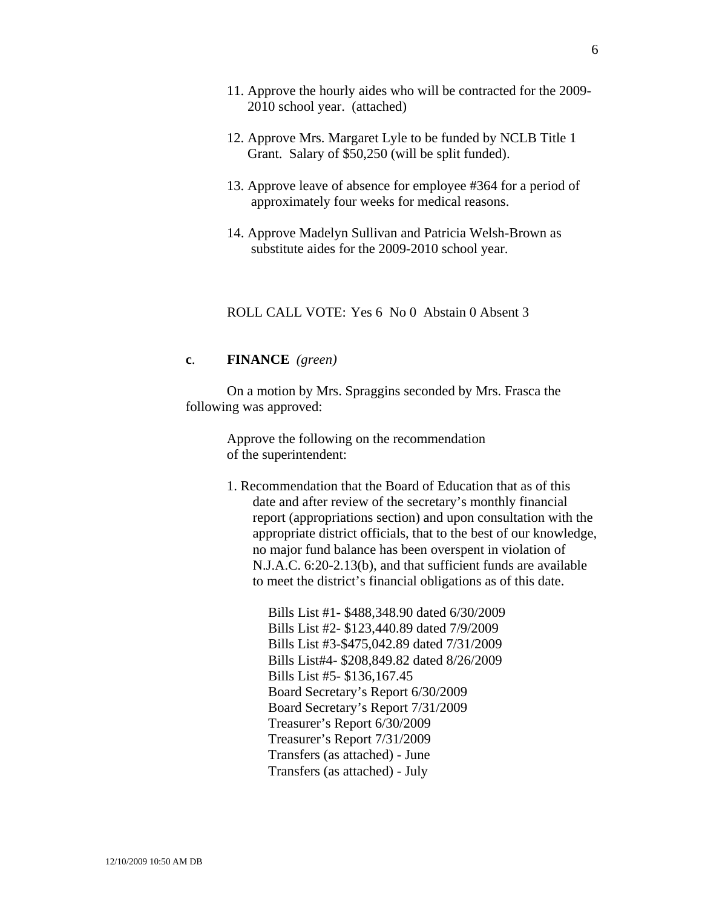11. Approve the hourly aides who will be contracted for the 2009-2010 school year. (attached)

12. Approve Mrs. Margaret Lyle to be funded by NCLB Title 1 Grant. Salary of $50,250 (will be split funded).

13. Approve leave of absence for employee #364 for a period of approximately four weeks for medical reasons.

14. Approve Madelyn Sullivan and Patricia Welsh-Brown as substitute aides for the 2009-2010 school year.

ROLL CALL VOTE: Yes 6 No 0 Abstain 0 Absent 3

**c**. **FINANCE** *(green)*

On a motion by Mrs. Spraggins seconded by Mrs. Frasca the following was approved:

Approve the following on the recommendation of the superintendent:

1. Recommendation that the Board of Education that as of this date and after review of the secretary's monthly financial report (appropriations section) and upon consultation with the appropriate district officials, that to the best of our knowledge, no major fund balance has been overspent in violation of N.J.A.C. 6:20-2.13(b), and that sufficient funds are available to meet the district's financial obligations as of this date.

   Bills List #1- $488,348.90 dated 6/30/2009
   Bills List #2- $123,440.89 dated 7/9/2009
   Bills List #3-$475,042.89 dated 7/31/2009
   Bills List#4- $208,849.82 dated 8/26/2009
   Bills List #5- $136,167.45
   Board Secretary's Report 6/30/2009
   Board Secretary's Report 7/31/2009
   Treasurer's Report 6/30/2009
   Treasurer's Report 7/31/2009
   Transfers (as attached) - June
   Transfers (as attached) - July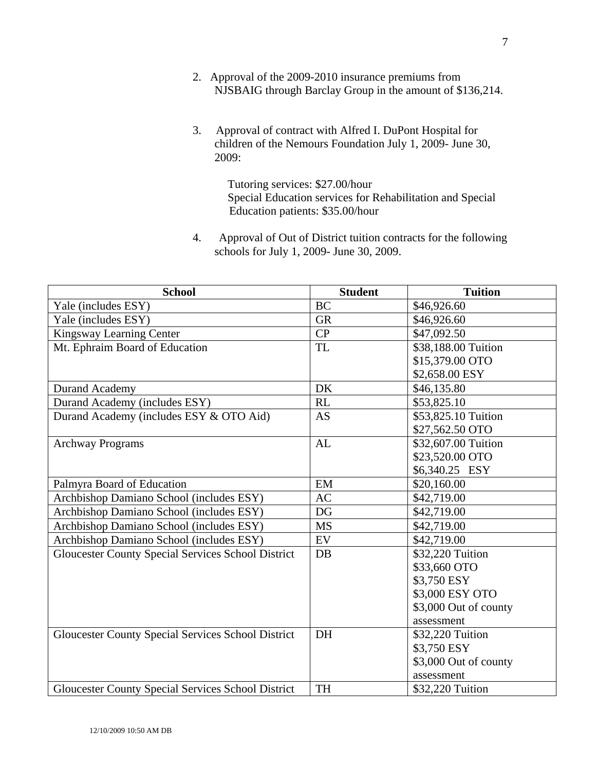2. Approval of the 2009-2010 insurance premiums from NJSBAIG through Barclay Group in the amount of $136,214.

3. Approval of contract with Alfred I. DuPont Hospital for children of the Nemours Foundation July 1, 2009- June 30, 2009:

   Tutoring services: $27.00/hour
   Special Education services for Rehabilitation and Special Education patients: $35.00/hour

4. Approval of Out of District tuition contracts for the following schools for July 1, 2009- June 30, 2009.

| School | Student | Tuition |
| --- | --- | --- |
| Yale (includes ESY) | BC | $46,926.60 |
| Yale (includes ESY) | GR | $46,926.60 |
| Kingsway Learning Center | CP | $47,092.50 |
| Mt. Ephraim Board of Education | TL | $38,188.00 Tuition<br>$15,379.00 OTO<br>$2,658.00 ESY |
| Durand Academy | DK | $46,135.80 |
| Durand Academy (includes ESY) | RL | $53,825.10 |
| Durand Academy (includes ESY & OTO Aid) | AS | $53,825.10 Tuition<br>$27,562.50 OTO |
| Archway Programs | AL | $32,607.00 Tuition<br>$23,520.00 OTO<br>$6,340.25 ESY |
| Palmyra Board of Education | EM | $20,160.00 |
| Archbishop Damiano School (includes ESY) | AC | $42,719.00 |
| Archbishop Damiano School (includes ESY) | DG | $42,719.00 |
| Archbishop Damiano School (includes ESY) | MS | $42,719.00 |
| Archbishop Damiano School (includes ESY) | EV | $42,719.00 |
| Gloucester County Special Services School District | DB | $32,220 Tuition<br>$33,660 OTO<br>$3,750 ESY<br>$3,000 ESY OTO<br>$3,000 Out of county assessment |
| Gloucester County Special Services School District | DH | $32,220 Tuition<br>$3,750 ESY<br>$3,000 Out of county assessment |
| Gloucester County Special Services School District | TH | $32,220 Tuition |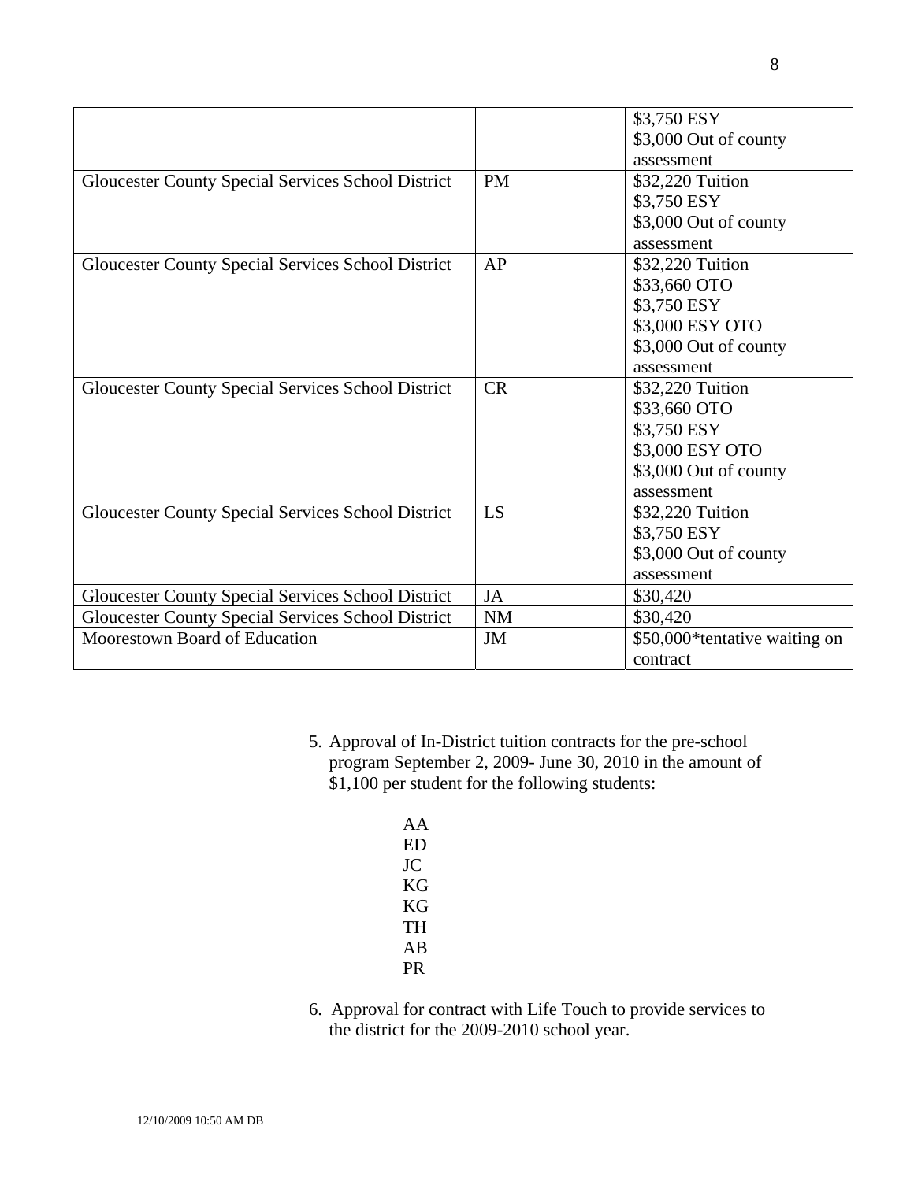| | | |
|---|---|---|
| | | $3,750 ESY<br>$3,000 Out of county assessment |
| Gloucester County Special Services School District | PM | $32,220 Tuition<br>$3,750 ESY<br>$3,000 Out of county assessment |
| Gloucester County Special Services School District | AP | $32,220 Tuition<br>$33,660 OTO<br>$3,750 ESY<br>$3,000 ESY OTO<br>$3,000 Out of county assessment |
| Gloucester County Special Services School District | CR | $32,220 Tuition<br>$33,660 OTO<br>$3,750 ESY<br>$3,000 ESY OTO<br>$3,000 Out of county assessment |
| Gloucester County Special Services School District | LS | $32,220 Tuition<br>$3,750 ESY<br>$3,000 Out of county assessment |
| Gloucester County Special Services School District | JA | $30,420 |
| Gloucester County Special Services School District | NM | $30,420 |
| Moorestown Board of Education | JM | $50,000*tentative waiting on contract |

5. Approval of In-District tuition contracts for the pre-school program September 2, 2009- June 30, 2010 in the amount of $1,100 per student for the following students:

   AA
   ED
   JC
   KG
   KG
   TH
   AB
   PR

6. Approval for contract with Life Touch to provide services to the district for the 2009-2010 school year.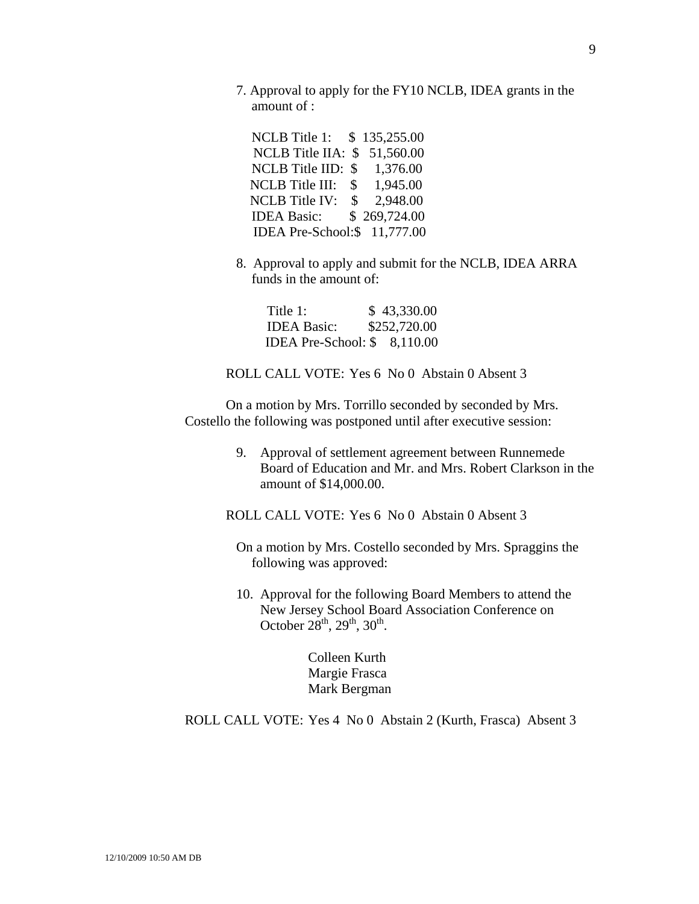7. Approval to apply for the FY10 NCLB, IDEA grants in the amount of :

| | |
|---|---|
| NCLB Title 1: | $ 135,255.00 |
| NCLB Title IIA: | $ 51,560.00 |
| NCLB Title IID: | $ 1,376.00 |
| NCLB Title III: | $ 1,945.00 |
| NCLB Title IV: | $ 2,948.00 |
| IDEA Basic: | $ 269,724.00 |
| IDEA Pre-School: | $ 11,777.00 |

8. Approval to apply and submit for the NCLB, IDEA ARRA funds in the amount of:

| | |
|---|---|
| Title 1: | $ 43,330.00 |
| IDEA Basic: | $252,720.00 |
| IDEA Pre-School: | $ 8,110.00 |

ROLL CALL VOTE: Yes 6 No 0 Abstain 0 Absent 3

On a motion by Mrs. Torrillo seconded by seconded by Mrs. Costello the following was postponed until after executive session:

9. Approval of settlement agreement between Runnemede Board of Education and Mr. and Mrs. Robert Clarkson in the amount of $14,000.00.

ROLL CALL VOTE: Yes 6 No 0 Abstain 0 Absent 3

On a motion by Mrs. Costello seconded by Mrs. Spraggins the following was approved:

10. Approval for the following Board Members to attend the New Jersey School Board Association Conference on October 28th, 29th, 30th.

Colleen Kurth
Margie Frasca
Mark Bergman

ROLL CALL VOTE: Yes 4 No 0 Abstain 2 (Kurth, Frasca) Absent 3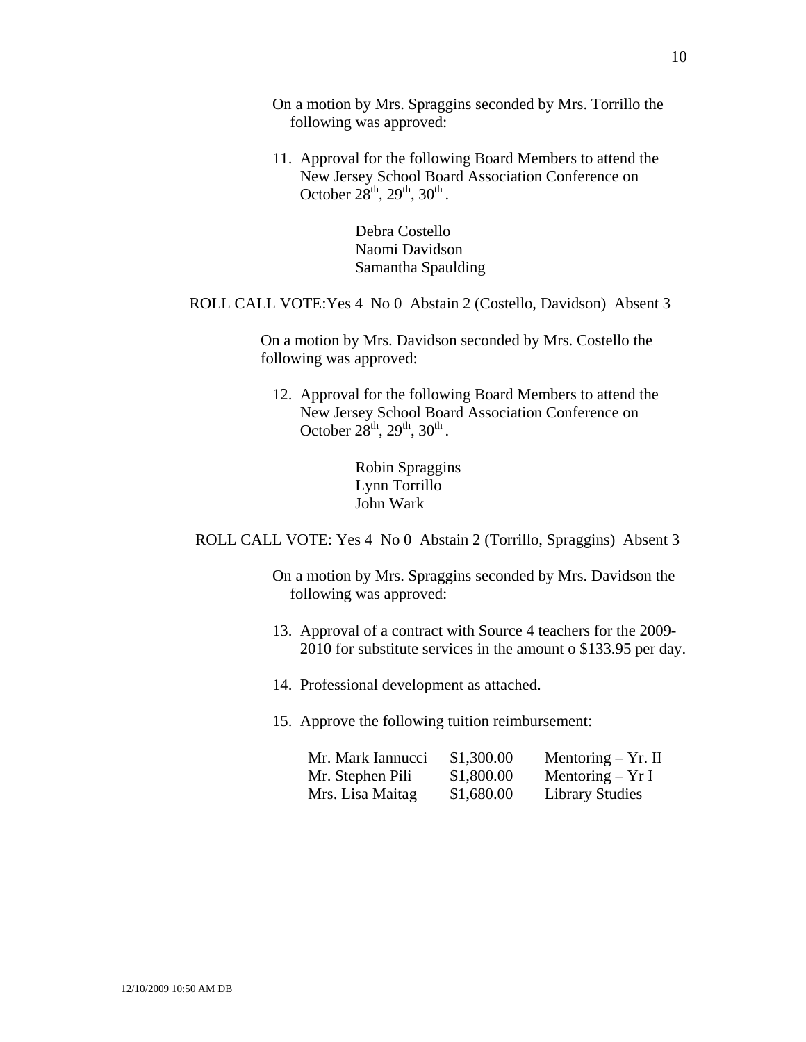On a motion by Mrs. Spraggins seconded by Mrs. Torrillo the following was approved:

11. Approval for the following Board Members to attend the New Jersey School Board Association Conference on October 28th, 29th, 30th.

    Debra Costello
    Naomi Davidson
    Samantha Spaulding

ROLL CALL VOTE: Yes 4 No 0 Abstain 2 (Costello, Davidson) Absent 3

On a motion by Mrs. Davidson seconded by Mrs. Costello the following was approved:

12. Approval for the following Board Members to attend the New Jersey School Board Association Conference on October 28th, 29th, 30th.

    Robin Spraggins
    Lynn Torrillo
    John Wark

ROLL CALL VOTE: Yes 4 No 0 Abstain 2 (Torrillo, Spraggins) Absent 3

On a motion by Mrs. Spraggins seconded by Mrs. Davidson the following was approved:

13. Approval of a contract with Source 4 teachers for the 2009-2010 for substitute services in the amount o $133.95 per day.

14. Professional development as attached.

15. Approve the following tuition reimbursement:

| | | |
|---|---|---|
| Mr. Mark Iannucci | $1,300.00 | Mentoring – Yr. II |
| Mr. Stephen Pili | $1,800.00 | Mentoring – Yr I |
| Mrs. Lisa Maitag | $1,680.00 | Library Studies |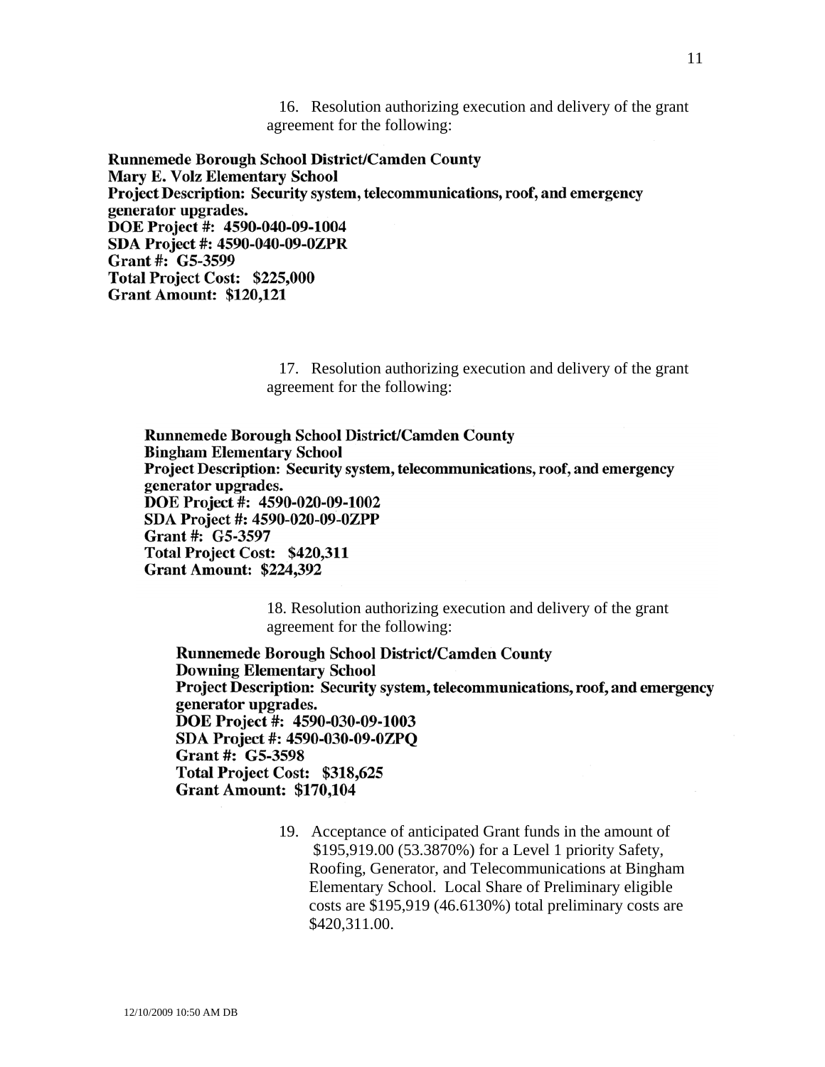16. Resolution authorizing execution and delivery of the grant agreement for the following:

**Runnemede Borough School District/Camden County**
**Mary E. Volz Elementary School**
**Project Description: Security system, telecommunications, roof, and emergency generator upgrades.**
**DOE Project #: 4590-040-09-1004**
**SDA Project #: 4590-040-09-0ZPR**
**Grant #: G5-3599**
**Total Project Cost: $225,000**
**Grant Amount: $120,121**

17. Resolution authorizing execution and delivery of the grant agreement for the following:

**Runnemede Borough School District/Camden County**
**Bingham Elementary School**
**Project Description: Security system, telecommunications, roof, and emergency generator upgrades.**
**DOE Project #: 4590-020-09-1002**
**SDA Project #: 4590-020-09-0ZPP**
**Grant #: G5-3597**
**Total Project Cost: $420,311**
**Grant Amount: $224,392**

18. Resolution authorizing execution and delivery of the grant agreement for the following:

**Runnemede Borough School District/Camden County**
**Downing Elementary School**
**Project Description: Security system, telecommunications, roof, and emergency generator upgrades.**
**DOE Project #: 4590-030-09-1003**
**SDA Project #: 4590-030-09-0ZPQ**
**Grant #: G5-3598**
**Total Project Cost: $318,625**
**Grant Amount: $170,104**

19. Acceptance of anticipated Grant funds in the amount of $195,919.00 (53.3870%) for a Level 1 priority Safety, Roofing, Generator, and Telecommunications at Bingham Elementary School. Local Share of Preliminary eligible costs are $195,919 (46.6130%) total preliminary costs are $420,311.00.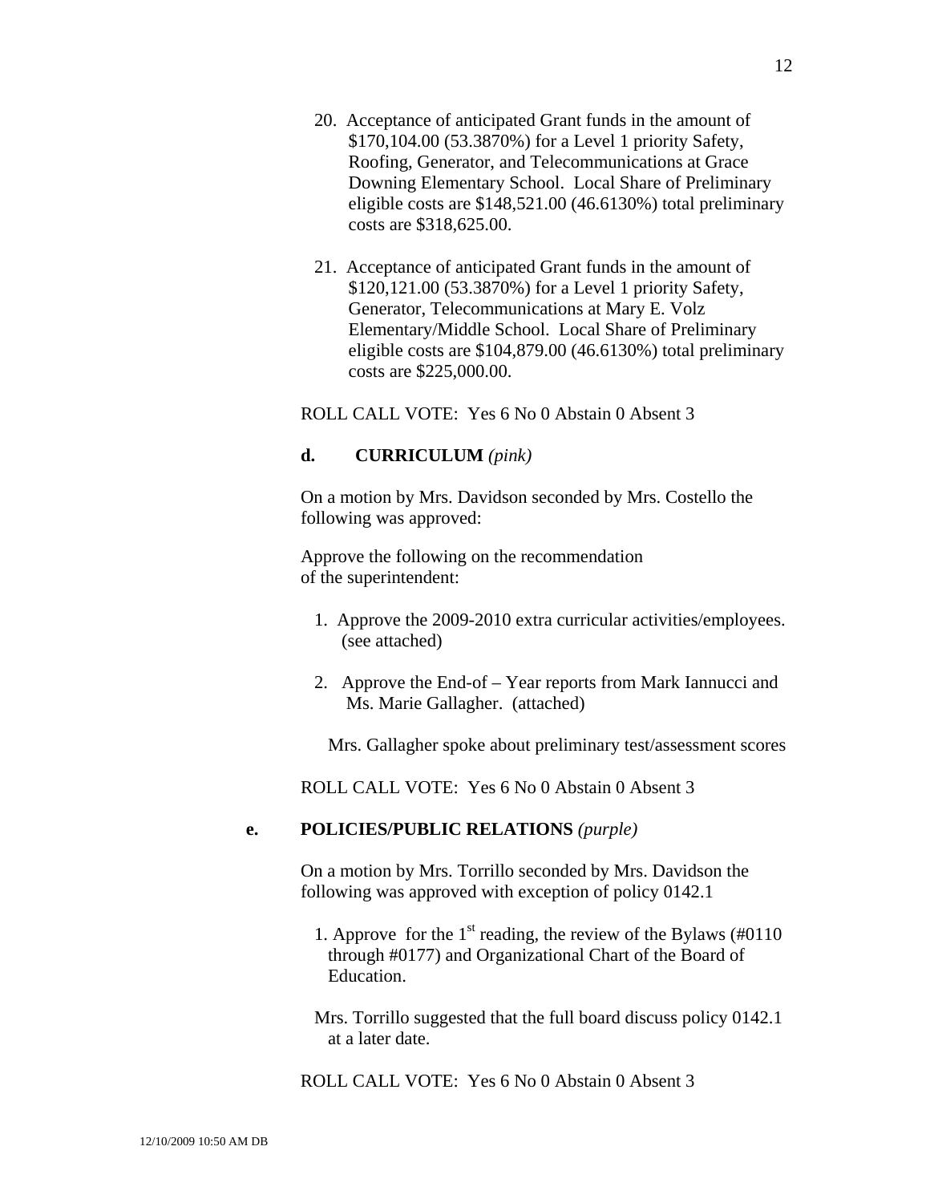20. Acceptance of anticipated Grant funds in the amount of $170,104.00 (53.3870%) for a Level 1 priority Safety, Roofing, Generator, and Telecommunications at Grace Downing Elementary School. Local Share of Preliminary eligible costs are $148,521.00 (46.6130%) total preliminary costs are $318,625.00.

21. Acceptance of anticipated Grant funds in the amount of $120,121.00 (53.3870%) for a Level 1 priority Safety, Generator, Telecommunications at Mary E. Volz Elementary/Middle School. Local Share of Preliminary eligible costs are $104,879.00 (46.6130%) total preliminary costs are $225,000.00.

ROLL CALL VOTE: Yes 6 No 0 Abstain 0 Absent 3

**d. CURRICULUM** *(pink)*

On a motion by Mrs. Davidson seconded by Mrs. Costello the following was approved:

Approve the following on the recommendation of the superintendent:

1. Approve the 2009-2010 extra curricular activities/employees. (see attached)

2. Approve the End-of – Year reports from Mark Iannucci and Ms. Marie Gallagher. (attached)

Mrs. Gallagher spoke about preliminary test/assessment scores

ROLL CALL VOTE: Yes 6 No 0 Abstain 0 Absent 3

**e. POLICIES/PUBLIC RELATIONS** *(purple)*

On a motion by Mrs. Torrillo seconded by Mrs. Davidson the following was approved with exception of policy 0142.1

1. Approve for the 1st reading, the review of the Bylaws (#0110 through #0177) and Organizational Chart of the Board of Education.

Mrs. Torrillo suggested that the full board discuss policy 0142.1 at a later date.

ROLL CALL VOTE: Yes 6 No 0 Abstain 0 Absent 3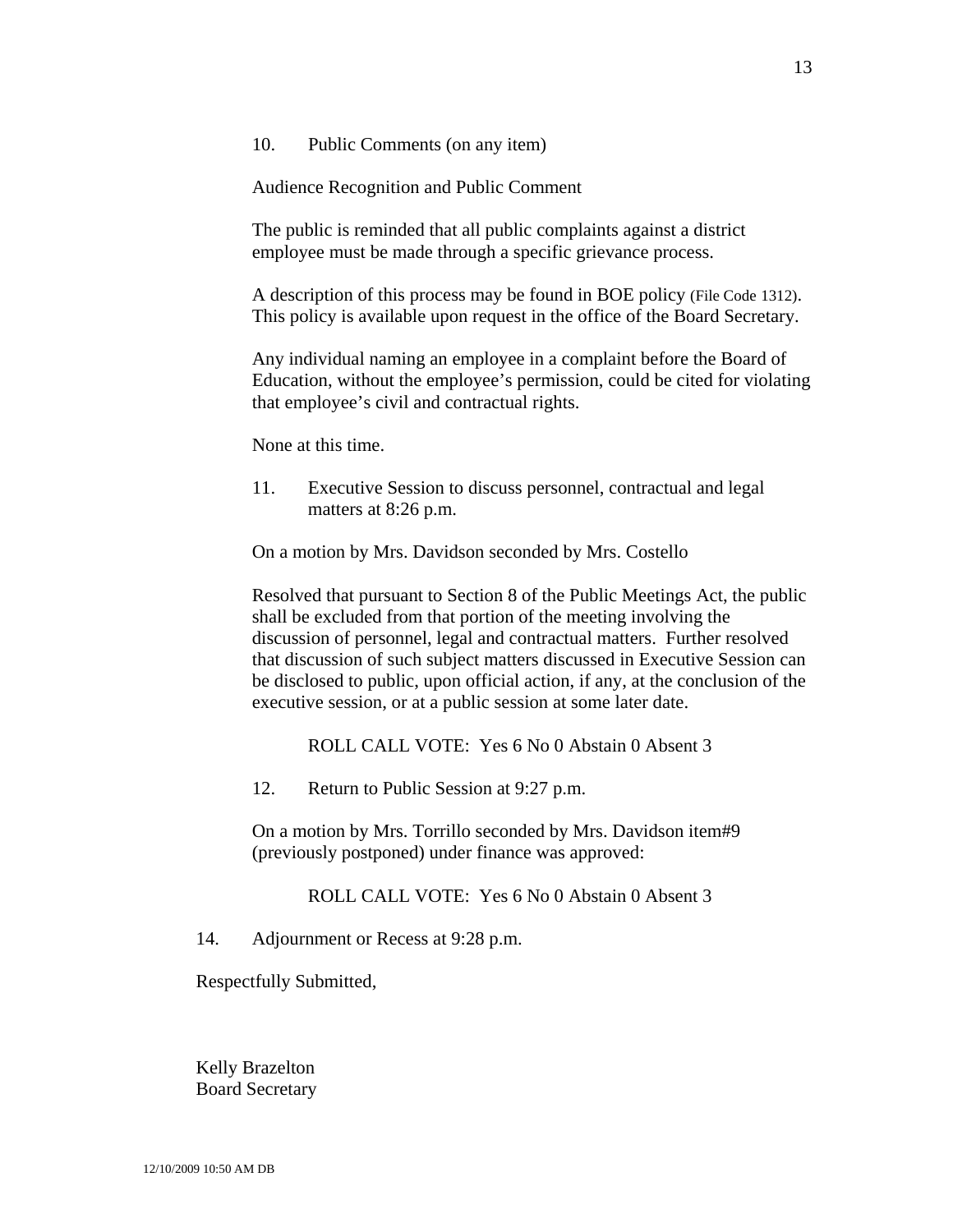10. Public Comments (on any item)

Audience Recognition and Public Comment

The public is reminded that all public complaints against a district employee must be made through a specific grievance process.

A description of this process may be found in BOE policy (File Code 1312). This policy is available upon request in the office of the Board Secretary.

Any individual naming an employee in a complaint before the Board of Education, without the employee's permission, could be cited for violating that employee's civil and contractual rights.

None at this time.

11. Executive Session to discuss personnel, contractual and legal matters at 8:26 p.m.

On a motion by Mrs. Davidson seconded by Mrs. Costello

Resolved that pursuant to Section 8 of the Public Meetings Act, the public shall be excluded from that portion of the meeting involving the discussion of personnel, legal and contractual matters. Further resolved that discussion of such subject matters discussed in Executive Session can be disclosed to public, upon official action, if any, at the conclusion of the executive session, or at a public session at some later date.

ROLL CALL VOTE: Yes 6 No 0 Abstain 0 Absent 3

12. Return to Public Session at 9:27 p.m.

On a motion by Mrs. Torrillo seconded by Mrs. Davidson item#9 (previously postponed) under finance was approved:

ROLL CALL VOTE: Yes 6 No 0 Abstain 0 Absent 3

14. Adjournment or Recess at 9:28 p.m.

Respectfully Submitted,

Kelly Brazelton
Board Secretary

12/10/2009 10:50 AM DB